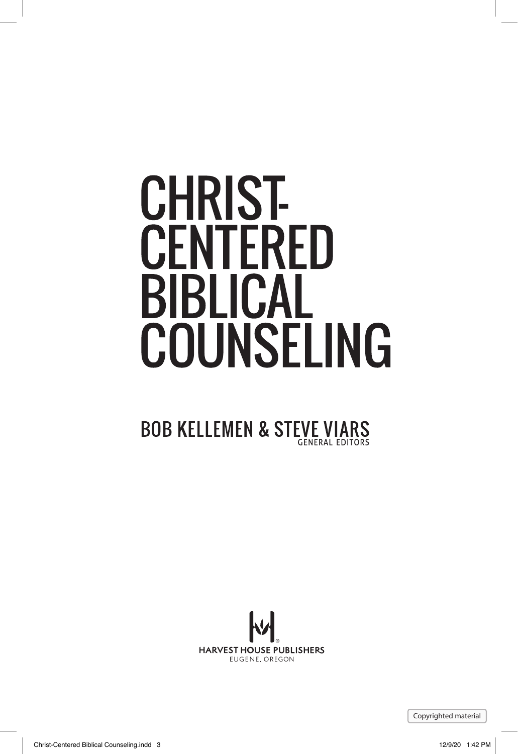# CHRIST-CENTERED BIBLICAL COUNSELING

BOB KELLEMEN & STEVE VIARS
GENERAL EDITORS

HARVEST HOUSE PUBLISHERS
EUGENE, OREGON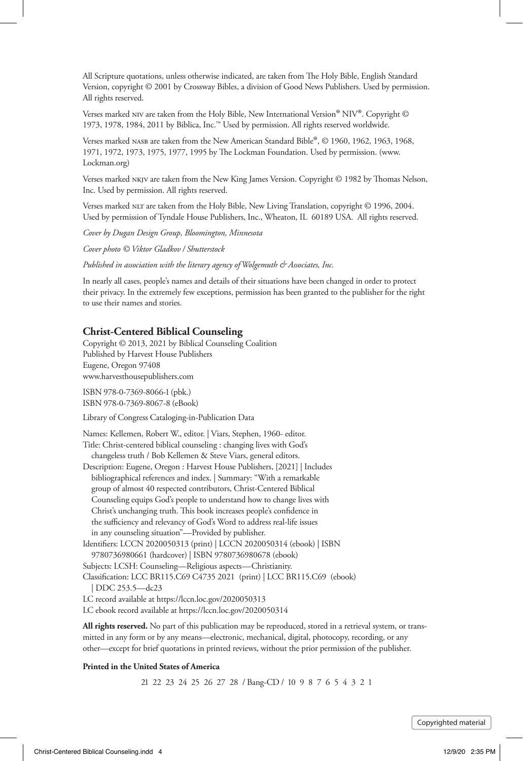All Scripture quotations, unless otherwise indicated, are taken from The Holy Bible, English Standard Version, copyright © 2001 by Crossway Bibles, a division of Good News Publishers. Used by permission. All rights reserved.

Verses marked NIV are taken from the Holy Bible, New International Version® NIV®. Copyright © 1973, 1978, 1984, 2011 by Biblica, Inc.™ Used by permission. All rights reserved worldwide.

Verses marked NASB are taken from the New American Standard Bible®, © 1960, 1962, 1963, 1968, 1971, 1972, 1973, 1975, 1977, 1995 by The Lockman Foundation. Used by permission. (www.Lockman.org)

Verses marked NKJV are taken from the New King James Version. Copyright © 1982 by Thomas Nelson, Inc. Used by permission. All rights reserved.

Verses marked NLT are taken from the Holy Bible, New Living Translation, copyright © 1996, 2004. Used by permission of Tyndale House Publishers, Inc., Wheaton, IL 60189 USA. All rights reserved.

*Cover by Dugan Design Group, Bloomington, Minnesota*

*Cover photo © Viktor Gladkov / Shutterstock*

*Published in association with the literary agency of Wolgemuth & Associates, Inc.*

In nearly all cases, people's names and details of their situations have been changed in order to protect their privacy. In the extremely few exceptions, permission has been granted to the publisher for the right to use their names and stories.

**Christ-Centered Biblical Counseling**
Copyright © 2013, 2021 by Biblical Counseling Coalition
Published by Harvest House Publishers
Eugene, Oregon 97408
www.harvesthousepublishers.com

ISBN 978-0-7369-8066-1 (pbk.)
ISBN 978-0-7369-8067-8 (eBook)

Library of Congress Cataloging-in-Publication Data

Names: Kellemen, Robert W., editor. | Viars, Stephen, 1960- editor.
Title: Christ-centered biblical counseling : changing lives with God's changeless truth / Bob Kellemen & Steve Viars, general editors.
Description: Eugene, Oregon : Harvest House Publishers, [2021] | Includes bibliographical references and index. | Summary: "With a remarkable group of almost 40 respected contributors, Christ-Centered Biblical Counseling equips God's people to understand how to change lives with Christ's unchanging truth. This book increases people's confidence in the sufficiency and relevancy of God's Word to address real-life issues in any counseling situation"—Provided by publisher.
Identifiers: LCCN 2020050313 (print) | LCCN 2020050314 (ebook) | ISBN 9780736980661 (hardcover) | ISBN 9780736980678 (ebook)
Subjects: LCSH: Counseling—Religious aspects—Christianity.
Classification: LCC BR115.C69 C4735 2021 (print) | LCC BR115.C69 (ebook) | DDC 253.5—dc23
LC record available at https://lccn.loc.gov/2020050313
LC ebook record available at https://lccn.loc.gov/2020050314

**All rights reserved.** No part of this publication may be reproduced, stored in a retrieval system, or transmitted in any form or by any means—electronic, mechanical, digital, photocopy, recording, or any other—except for brief quotations in printed reviews, without the prior permission of the publisher.

**Printed in the United States of America**

21 22 23 24 25 26 27 28 / Bang-CD / 10 9 8 7 6 5 4 3 2 1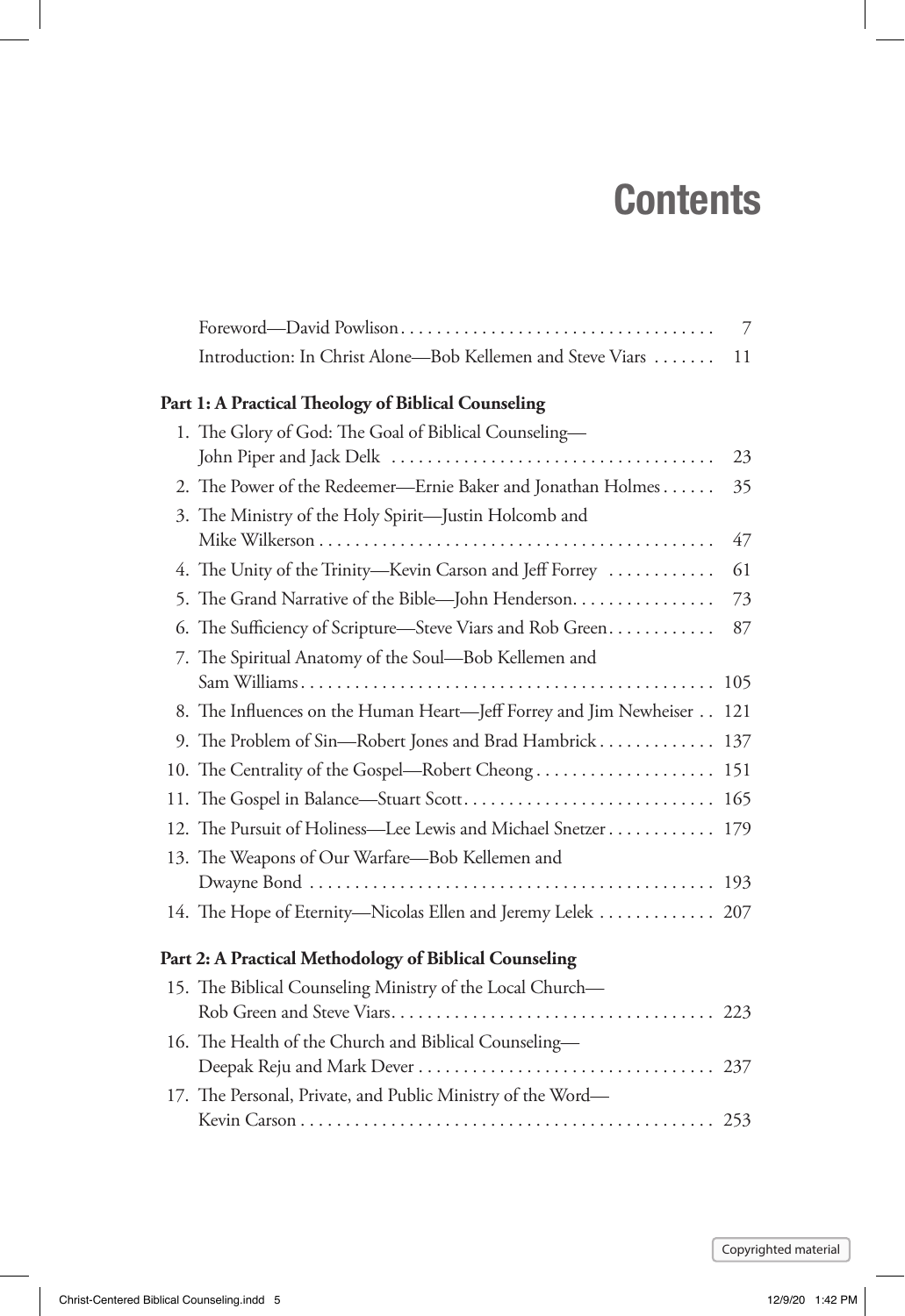# Contents

Foreword—David Powlison . . . . . . . . . . 7

Introduction: In Christ Alone—Bob Kellemen and Steve Viars . . . . . . . 11

**Part 1: A Practical Theology of Biblical Counseling**

1. The Glory of God: The Goal of Biblical Counseling—John Piper and Jack Delk . . . . . . . . . . 23
2. The Power of the Redeemer—Ernie Baker and Jonathan Holmes . . . . . . 35
3. The Ministry of the Holy Spirit—Justin Holcomb and Mike Wilkerson . . . . . . . . . . 47
4. The Unity of the Trinity—Kevin Carson and Jeff Forrey . . . . . . . . . . 61
5. The Grand Narrative of the Bible—John Henderson. . . . . . . . . . 73
6. The Sufficiency of Scripture—Steve Viars and Rob Green. . . . . . . . . . 87
7. The Spiritual Anatomy of the Soul—Bob Kellemen and Sam Williams . . . . . . . . . . 105
8. The Influences on the Human Heart—Jeff Forrey and Jim Newheiser . . 121
9. The Problem of Sin—Robert Jones and Brad Hambrick . . . . . . . . . . 137
10. The Centrality of the Gospel—Robert Cheong . . . . . . . . . . 151
11. The Gospel in Balance—Stuart Scott. . . . . . . . . . 165
12. The Pursuit of Holiness—Lee Lewis and Michael Snetzer . . . . . . . . . . 179
13. The Weapons of Our Warfare—Bob Kellemen and Dwayne Bond . . . . . . . . . . 193
14. The Hope of Eternity—Nicolas Ellen and Jeremy Lelek . . . . . . . . . . 207

**Part 2: A Practical Methodology of Biblical Counseling**

15. The Biblical Counseling Ministry of the Local Church—Rob Green and Steve Viars. . . . . . . . . . 223
16. The Health of the Church and Biblical Counseling—Deepak Reju and Mark Dever . . . . . . . . . . 237
17. The Personal, Private, and Public Ministry of the Word—Kevin Carson . . . . . . . . . . 253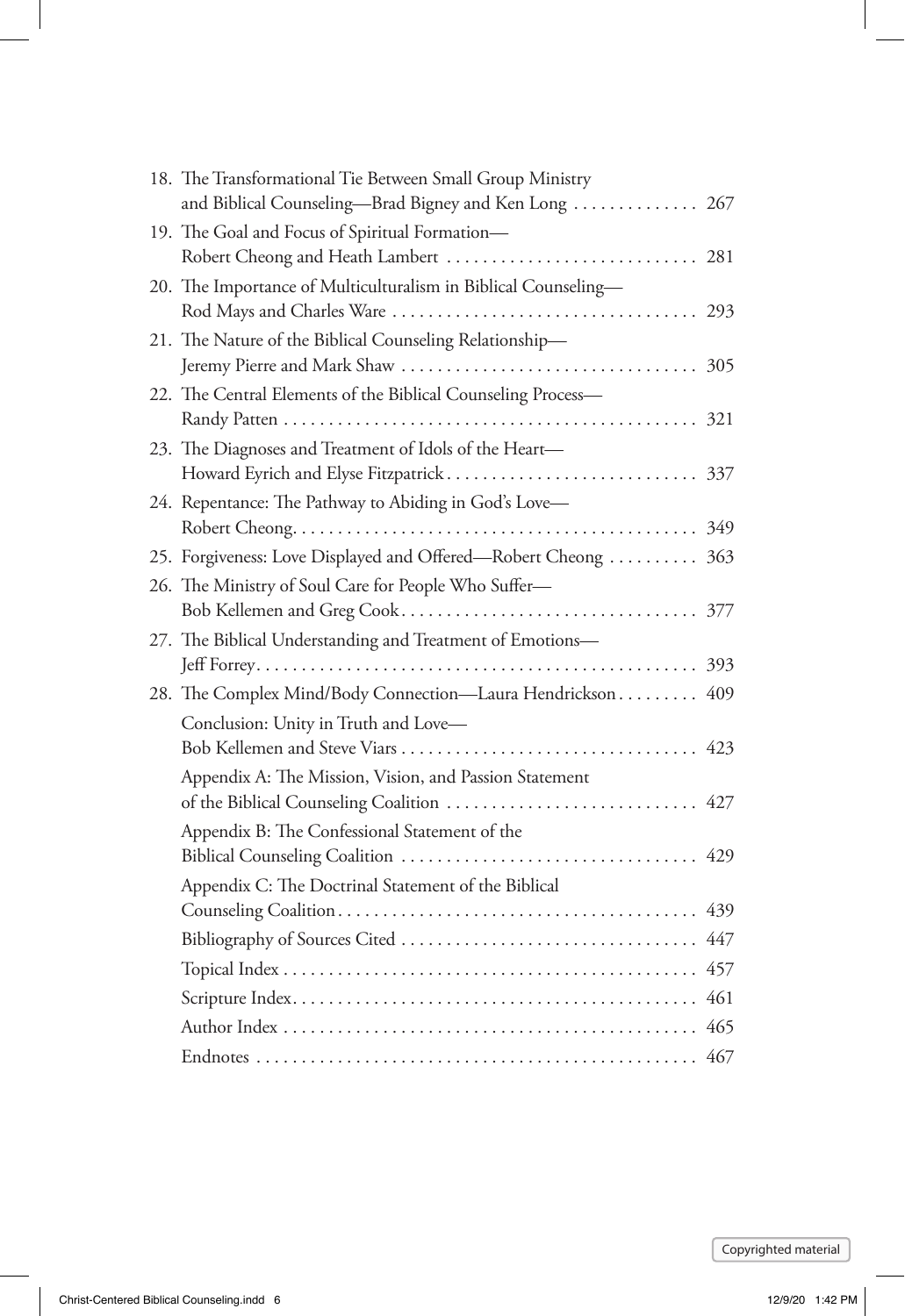18. The Transformational Tie Between Small Group Ministry and Biblical Counseling—Brad Bigney and Ken Long . . . . . . . . . . . . . . 267
19. The Goal and Focus of Spiritual Formation— Robert Cheong and Heath Lambert . . . . . . . . . . . . . . . . . . . . . . . . . . . . 281
20. The Importance of Multiculturalism in Biblical Counseling— Rod Mays and Charles Ware . . . . . . . . . . . . . . . . . . . . . . . . . . . . . . . . . . 293
21. The Nature of the Biblical Counseling Relationship— Jeremy Pierre and Mark Shaw . . . . . . . . . . . . . . . . . . . . . . . . . . . . . . . . . 305
22. The Central Elements of the Biblical Counseling Process— Randy Patten . . . . . . . . . . . . . . . . . . . . . . . . . . . . . . . . . . . . . . . . . . . . . . 321
23. The Diagnoses and Treatment of Idols of the Heart— Howard Eyrich and Elyse Fitzpatrick . . . . . . . . . . . . . . . . . . . . . . . . . . . . 337
24. Repentance: The Pathway to Abiding in God's Love— Robert Cheong . . . . . . . . . . . . . . . . . . . . . . . . . . . . . . . . . . . . . . . . . . . . . 349
25. Forgiveness: Love Displayed and Offered—Robert Cheong . . . . . . . . . . 363
26. The Ministry of Soul Care for People Who Suffer— Bob Kellemen and Greg Cook . . . . . . . . . . . . . . . . . . . . . . . . . . . . . . . . . 377
27. The Biblical Understanding and Treatment of Emotions— Jeff Forrey . . . . . . . . . . . . . . . . . . . . . . . . . . . . . . . . . . . . . . . . . . . . . . . . . 393
28. The Complex Mind/Body Connection—Laura Hendrickson . . . . . . . . . 409

Conclusion: Unity in Truth and Love— Bob Kellemen and Steve Viars . . . . . . . . . . . . . . . . . . . . . . . . . . . . . . . . . 423

Appendix A: The Mission, Vision, and Passion Statement of the Biblical Counseling Coalition . . . . . . . . . . . . . . . . . . . . . . . . . . . . 427

Appendix B: The Confessional Statement of the Biblical Counseling Coalition . . . . . . . . . . . . . . . . . . . . . . . . . . . . . . . . . 429

Appendix C: The Doctrinal Statement of the Biblical Counseling Coalition . . . . . . . . . . . . . . . . . . . . . . . . . . . . . . . . . . . . . . . . 439

Bibliography of Sources Cited . . . . . . . . . . . . . . . . . . . . . . . . . . . . . . . . 447

Topical Index . . . . . . . . . . . . . . . . . . . . . . . . . . . . . . . . . . . . . . . . . . . . . 457

Scripture Index . . . . . . . . . . . . . . . . . . . . . . . . . . . . . . . . . . . . . . . . . . . . 461

Author Index . . . . . . . . . . . . . . . . . . . . . . . . . . . . . . . . . . . . . . . . . . . . . . 465

Endnotes . . . . . . . . . . . . . . . . . . . . . . . . . . . . . . . . . . . . . . . . . . . . . . . . . 467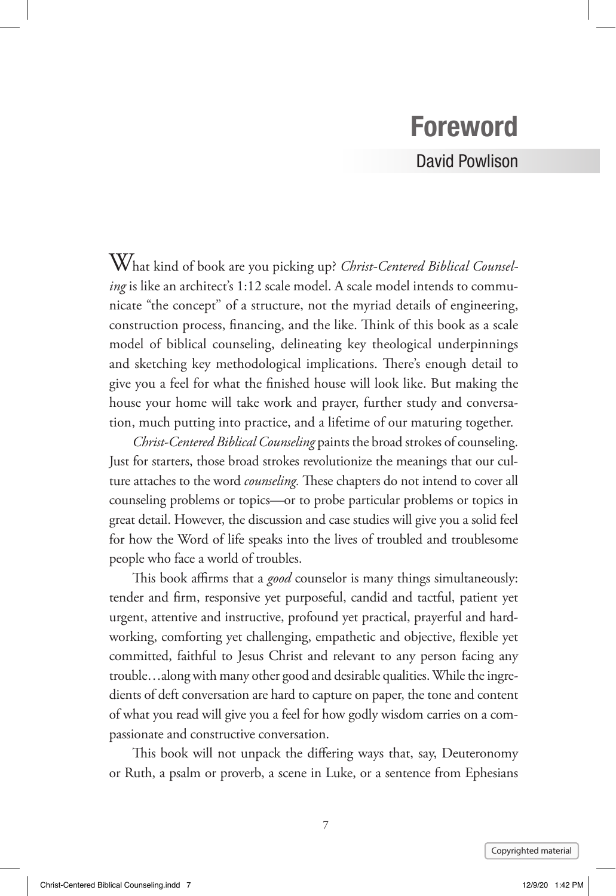# Foreword

## David Powlison

What kind of book are you picking up? *Christ-Centered Biblical Counseling* is like an architect's 1:12 scale model. A scale model intends to communicate "the concept" of a structure, not the myriad details of engineering, construction process, financing, and the like. Think of this book as a scale model of biblical counseling, delineating key theological underpinnings and sketching key methodological implications. There's enough detail to give you a feel for what the finished house will look like. But making the house your home will take work and prayer, further study and conversation, much putting into practice, and a lifetime of our maturing together.

*Christ-Centered Biblical Counseling* paints the broad strokes of counseling. Just for starters, those broad strokes revolutionize the meanings that our culture attaches to the word *counseling.* These chapters do not intend to cover all counseling problems or topics—or to probe particular problems or topics in great detail. However, the discussion and case studies will give you a solid feel for how the Word of life speaks into the lives of troubled and troublesome people who face a world of troubles.

This book affirms that a *good* counselor is many things simultaneously: tender and firm, responsive yet purposeful, candid and tactful, patient yet urgent, attentive and instructive, profound yet practical, prayerful and hardworking, comforting yet challenging, empathetic and objective, flexible yet committed, faithful to Jesus Christ and relevant to any person facing any trouble…along with many other good and desirable qualities. While the ingredients of deft conversation are hard to capture on paper, the tone and content of what you read will give you a feel for how godly wisdom carries on a compassionate and constructive conversation.

This book will not unpack the differing ways that, say, Deuteronomy or Ruth, a psalm or proverb, a scene in Luke, or a sentence from Ephesians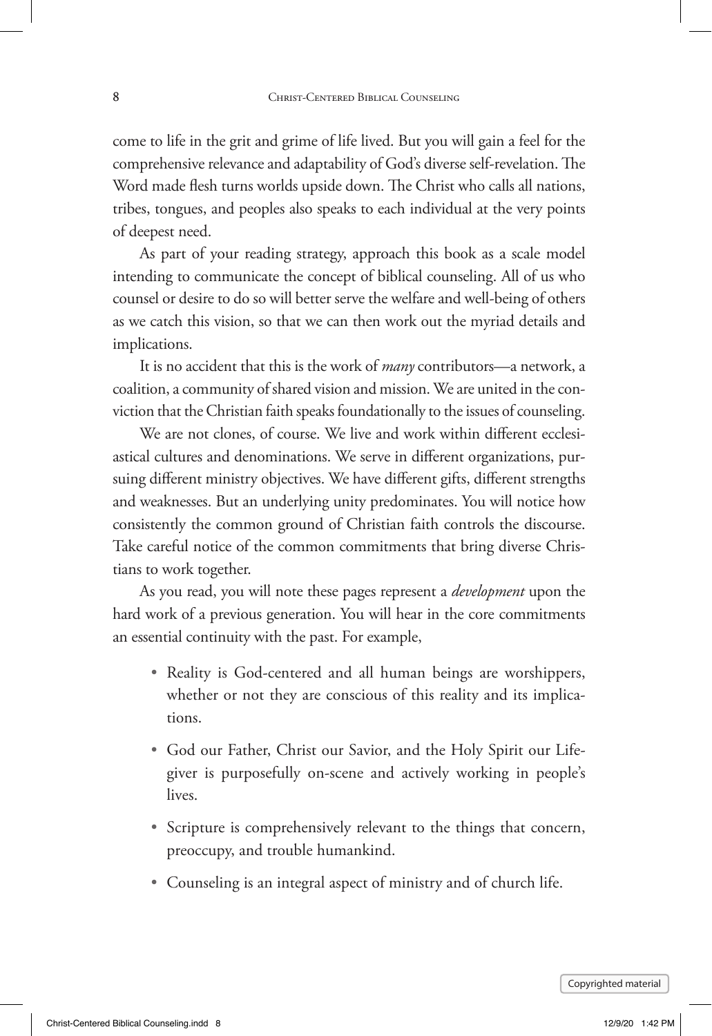come to life in the grit and grime of life lived. But you will gain a feel for the comprehensive relevance and adaptability of God's diverse self-revelation. The Word made flesh turns worlds upside down. The Christ who calls all nations, tribes, tongues, and peoples also speaks to each individual at the very points of deepest need.

As part of your reading strategy, approach this book as a scale model intending to communicate the concept of biblical counseling. All of us who counsel or desire to do so will better serve the welfare and well-being of others as we catch this vision, so that we can then work out the myriad details and implications.

It is no accident that this is the work of *many* contributors—a network, a coalition, a community of shared vision and mission. We are united in the conviction that the Christian faith speaks foundationally to the issues of counseling.

We are not clones, of course. We live and work within different ecclesiastical cultures and denominations. We serve in different organizations, pursuing different ministry objectives. We have different gifts, different strengths and weaknesses. But an underlying unity predominates. You will notice how consistently the common ground of Christian faith controls the discourse. Take careful notice of the common commitments that bring diverse Christians to work together.

As you read, you will note these pages represent a *development* upon the hard work of a previous generation. You will hear in the core commitments an essential continuity with the past. For example,

- Reality is God-centered and all human beings are worshippers, whether or not they are conscious of this reality and its implications.
- God our Father, Christ our Savior, and the Holy Spirit our Lifegiver is purposefully on-scene and actively working in people's lives.
- Scripture is comprehensively relevant to the things that concern, preoccupy, and trouble humankind.
- Counseling is an integral aspect of ministry and of church life.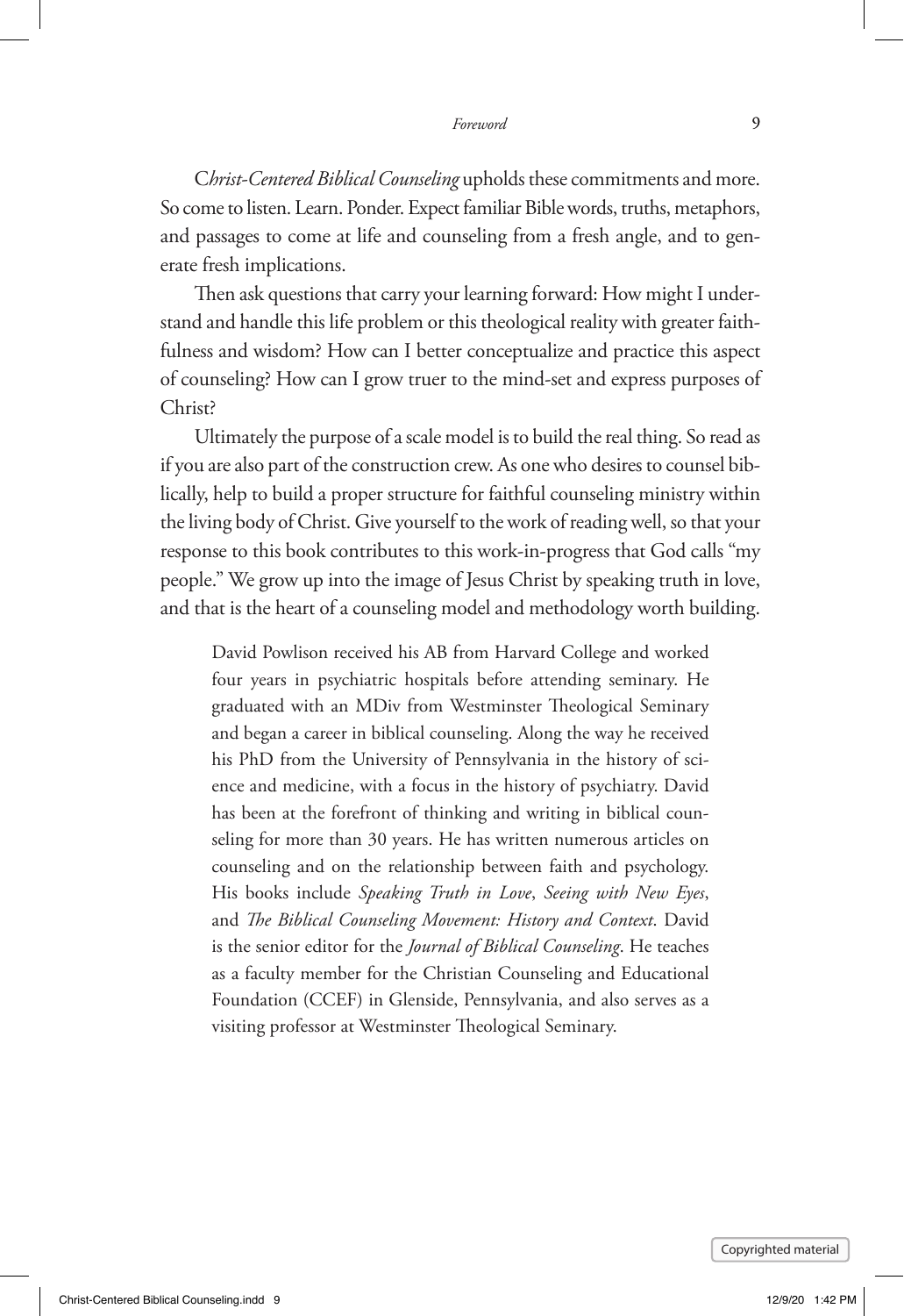*Christ-Centered Biblical Counseling* upholds these commitments and more. So come to listen. Learn. Ponder. Expect familiar Bible words, truths, metaphors, and passages to come at life and counseling from a fresh angle, and to generate fresh implications.

Then ask questions that carry your learning forward: How might I understand and handle this life problem or this theological reality with greater faithfulness and wisdom? How can I better conceptualize and practice this aspect of counseling? How can I grow truer to the mind-set and express purposes of Christ?

Ultimately the purpose of a scale model is to build the real thing. So read as if you are also part of the construction crew. As one who desires to counsel biblically, help to build a proper structure for faithful counseling ministry within the living body of Christ. Give yourself to the work of reading well, so that your response to this book contributes to this work-in-progress that God calls "my people." We grow up into the image of Jesus Christ by speaking truth in love, and that is the heart of a counseling model and methodology worth building.

> David Powlison received his AB from Harvard College and worked four years in psychiatric hospitals before attending seminary. He graduated with an MDiv from Westminster Theological Seminary and began a career in biblical counseling. Along the way he received his PhD from the University of Pennsylvania in the history of science and medicine, with a focus in the history of psychiatry. David has been at the forefront of thinking and writing in biblical counseling for more than 30 years. He has written numerous articles on counseling and on the relationship between faith and psychology. His books include *Speaking Truth in Love*, *Seeing with New Eyes*, and *The Biblical Counseling Movement: History and Context*. David is the senior editor for the *Journal of Biblical Counseling*. He teaches as a faculty member for the Christian Counseling and Educational Foundation (CCEF) in Glenside, Pennsylvania, and also serves as a visiting professor at Westminster Theological Seminary.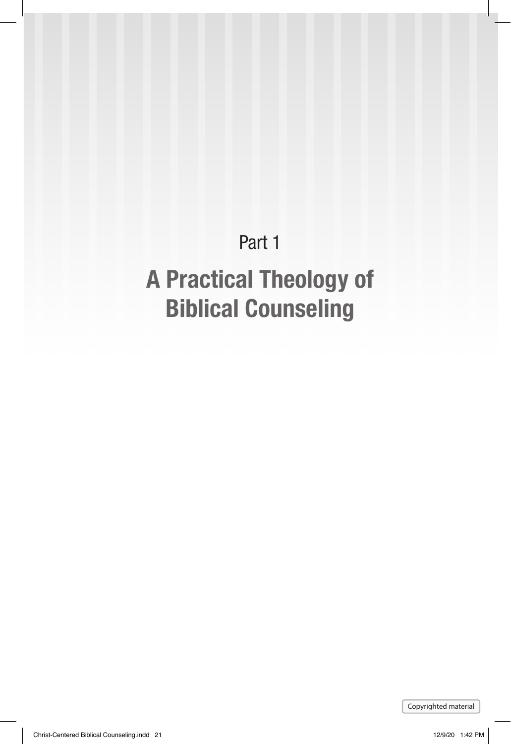Part 1

# A Practical Theology of Biblical Counseling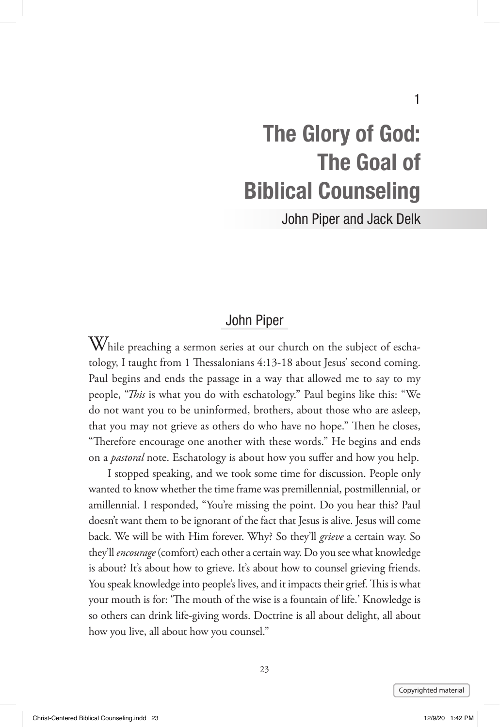# 1

# The Glory of God: The Goal of Biblical Counseling

John Piper and Jack Delk

## John Piper

While preaching a sermon series at our church on the subject of eschatology, I taught from 1 Thessalonians 4:13-18 about Jesus' second coming. Paul begins and ends the passage in a way that allowed me to say to my people, "*This* is what you do with eschatology." Paul begins like this: "We do not want you to be uninformed, brothers, about those who are asleep, that you may not grieve as others do who have no hope." Then he closes, "Therefore encourage one another with these words." He begins and ends on a *pastoral* note. Eschatology is about how you suffer and how you help.

I stopped speaking, and we took some time for discussion. People only wanted to know whether the time frame was premillennial, postmillennial, or amillennial. I responded, "You're missing the point. Do you hear this? Paul doesn't want them to be ignorant of the fact that Jesus is alive. Jesus will come back. We will be with Him forever. Why? So they'll *grieve* a certain way. So they'll *encourage* (comfort) each other a certain way. Do you see what knowledge is about? It's about how to grieve. It's about how to counsel grieving friends. You speak knowledge into people's lives, and it impacts their grief. This is what your mouth is for: 'The mouth of the wise is a fountain of life.' Knowledge is so others can drink life-giving words. Doctrine is all about delight, all about how you live, all about how you counsel."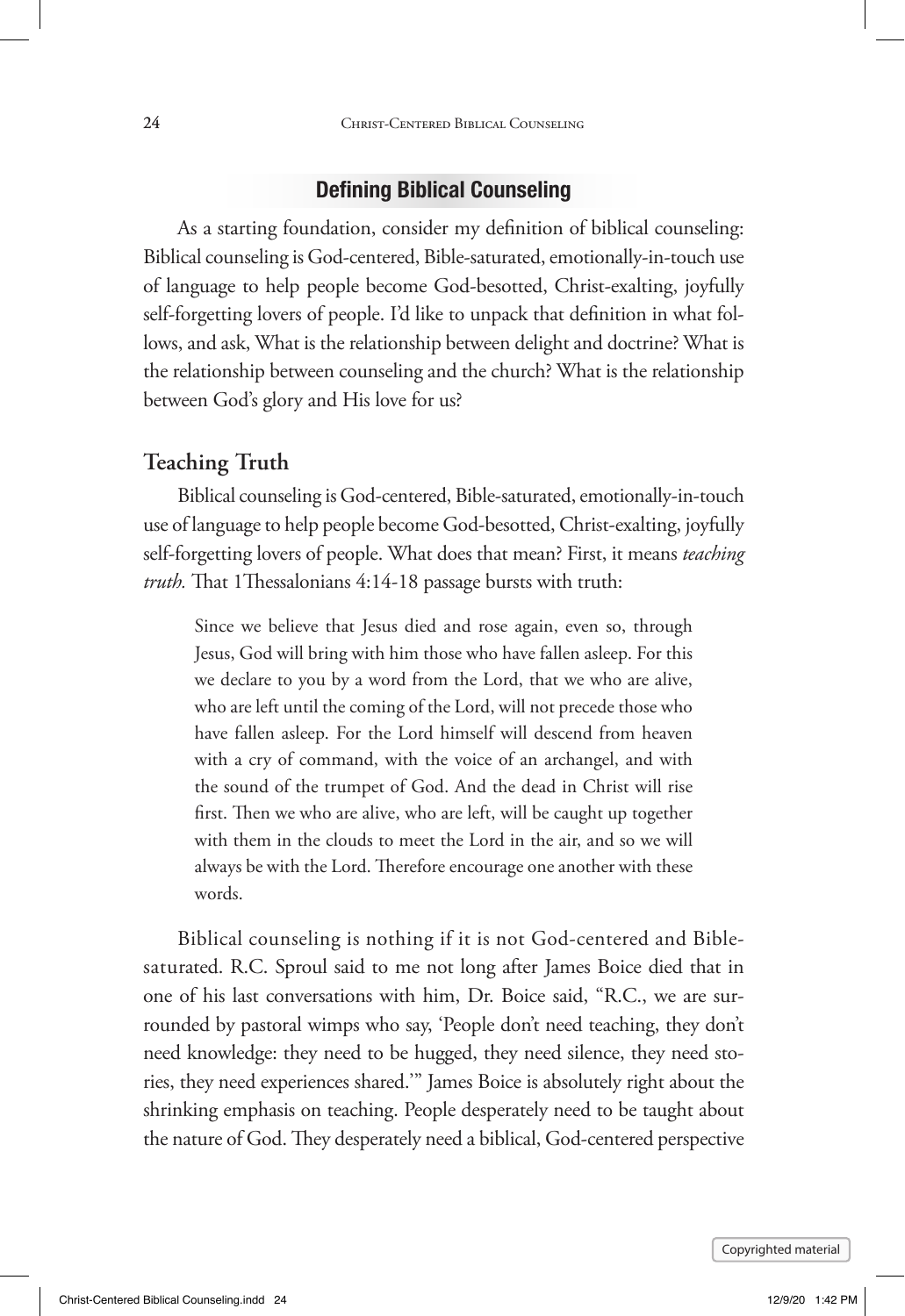## Defining Biblical Counseling

As a starting foundation, consider my definition of biblical counseling: Biblical counseling is God-centered, Bible-saturated, emotionally-in-touch use of language to help people become God-besotted, Christ-exalting, joyfully self-forgetting lovers of people. I'd like to unpack that definition in what follows, and ask, What is the relationship between delight and doctrine? What is the relationship between counseling and the church? What is the relationship between God's glory and His love for us?

### Teaching Truth

Biblical counseling is God-centered, Bible-saturated, emotionally-in-touch use of language to help people become God-besotted, Christ-exalting, joyfully self-forgetting lovers of people. What does that mean? First, it means *teaching truth.* That 1 Thessalonians 4:14-18 passage bursts with truth:

> Since we believe that Jesus died and rose again, even so, through Jesus, God will bring with him those who have fallen asleep. For this we declare to you by a word from the Lord, that we who are alive, who are left until the coming of the Lord, will not precede those who have fallen asleep. For the Lord himself will descend from heaven with a cry of command, with the voice of an archangel, and with the sound of the trumpet of God. And the dead in Christ will rise first. Then we who are alive, who are left, will be caught up together with them in the clouds to meet the Lord in the air, and so we will always be with the Lord. Therefore encourage one another with these words.

Biblical counseling is nothing if it is not God-centered and Bible-saturated. R.C. Sproul said to me not long after James Boice died that in one of his last conversations with him, Dr. Boice said, "R.C., we are surrounded by pastoral wimps who say, 'People don't need teaching, they don't need knowledge: they need to be hugged, they need silence, they need stories, they need experiences shared.'" James Boice is absolutely right about the shrinking emphasis on teaching. People desperately need to be taught about the nature of God. They desperately need a biblical, God-centered perspective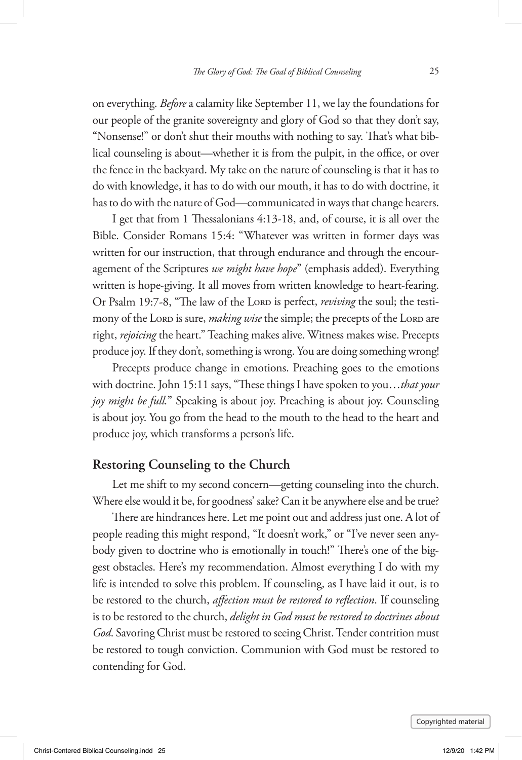on everything. *Before* a calamity like September 11, we lay the foundations for our people of the granite sovereignty and glory of God so that they don't say, "Nonsense!" or don't shut their mouths with nothing to say. That's what biblical counseling is about—whether it is from the pulpit, in the office, or over the fence in the backyard. My take on the nature of counseling is that it has to do with knowledge, it has to do with our mouth, it has to do with doctrine, it has to do with the nature of God—communicated in ways that change hearers.

I get that from 1 Thessalonians 4:13-18, and, of course, it is all over the Bible. Consider Romans 15:4: "Whatever was written in former days was written for our instruction, that through endurance and through the encouragement of the Scriptures *we might have hope*" (emphasis added). Everything written is hope-giving. It all moves from written knowledge to heart-fearing. Or Psalm 19:7-8, "The law of the Lord is perfect, *reviving* the soul; the testimony of the Lord is sure, *making wise* the simple; the precepts of the Lord are right, *rejoicing* the heart." Teaching makes alive. Witness makes wise. Precepts produce joy. If they don't, something is wrong. You are doing something wrong!

Precepts produce change in emotions. Preaching goes to the emotions with doctrine. John 15:11 says, "These things I have spoken to you…*that your joy might be full.*" Speaking is about joy. Preaching is about joy. Counseling is about joy. You go from the head to the mouth to the head to the heart and produce joy, which transforms a person's life.

## Restoring Counseling to the Church

Let me shift to my second concern—getting counseling into the church. Where else would it be, for goodness' sake? Can it be anywhere else and be true?

There are hindrances here. Let me point out and address just one. A lot of people reading this might respond, "It doesn't work," or "I've never seen anybody given to doctrine who is emotionally in touch!" There's one of the biggest obstacles. Here's my recommendation. Almost everything I do with my life is intended to solve this problem. If counseling, as I have laid it out, is to be restored to the church, *affection must be restored to reflection*. If counseling is to be restored to the church, *delight in God must be restored to doctrines about God*. Savoring Christ must be restored to seeing Christ. Tender contrition must be restored to tough conviction. Communion with God must be restored to contending for God.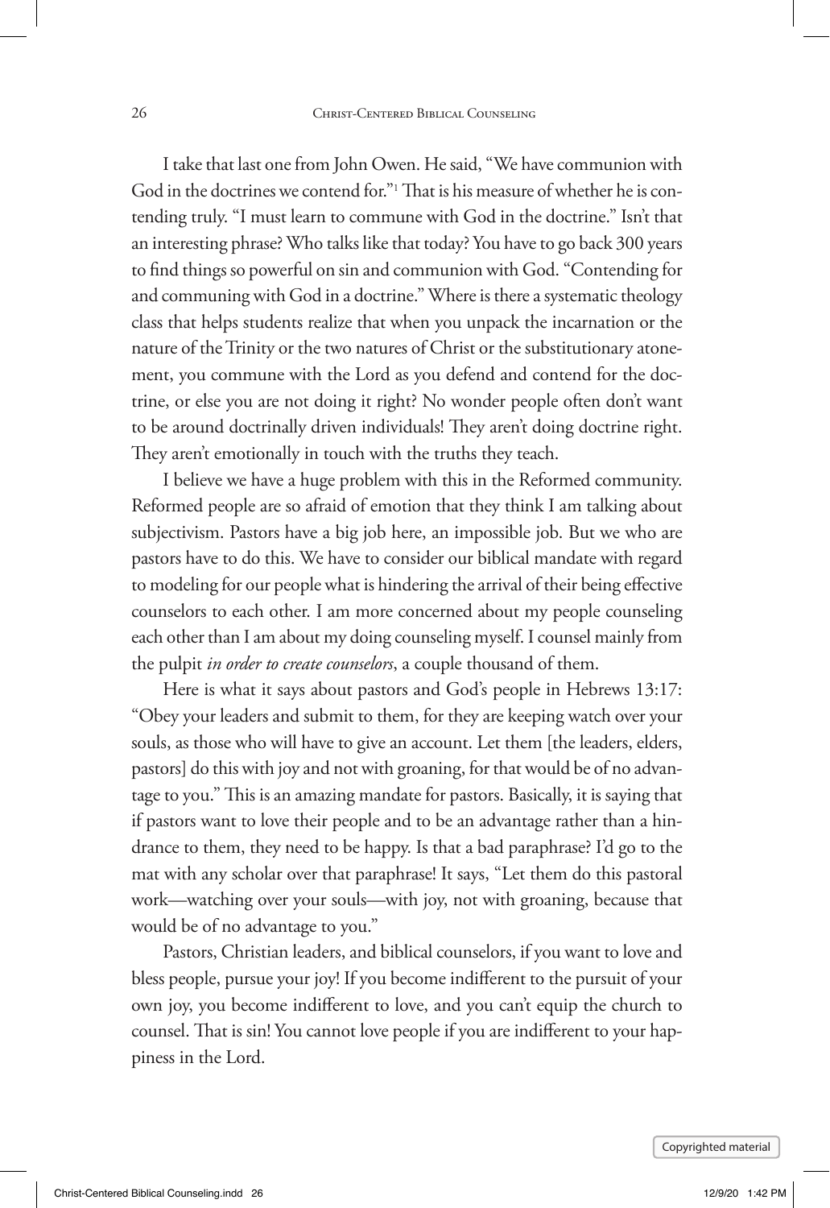I take that last one from John Owen. He said, "We have communion with God in the doctrines we contend for."[1] That is his measure of whether he is contending truly. "I must learn to commune with God in the doctrine." Isn't that an interesting phrase? Who talks like that today? You have to go back 300 years to find things so powerful on sin and communion with God. "Contending for and communing with God in a doctrine." Where is there a systematic theology class that helps students realize that when you unpack the incarnation or the nature of the Trinity or the two natures of Christ or the substitutionary atonement, you commune with the Lord as you defend and contend for the doctrine, or else you are not doing it right? No wonder people often don't want to be around doctrinally driven individuals! They aren't doing doctrine right. They aren't emotionally in touch with the truths they teach.

I believe we have a huge problem with this in the Reformed community. Reformed people are so afraid of emotion that they think I am talking about subjectivism. Pastors have a big job here, an impossible job. But we who are pastors have to do this. We have to consider our biblical mandate with regard to modeling for our people what is hindering the arrival of their being effective counselors to each other. I am more concerned about my people counseling each other than I am about my doing counseling myself. I counsel mainly from the pulpit *in order to create counselors*, a couple thousand of them.

Here is what it says about pastors and God's people in Hebrews 13:17: "Obey your leaders and submit to them, for they are keeping watch over your souls, as those who will have to give an account. Let them [the leaders, elders, pastors] do this with joy and not with groaning, for that would be of no advantage to you." This is an amazing mandate for pastors. Basically, it is saying that if pastors want to love their people and to be an advantage rather than a hindrance to them, they need to be happy. Is that a bad paraphrase? I'd go to the mat with any scholar over that paraphrase! It says, "Let them do this pastoral work—watching over your souls—with joy, not with groaning, because that would be of no advantage to you."

Pastors, Christian leaders, and biblical counselors, if you want to love and bless people, pursue your joy! If you become indifferent to the pursuit of your own joy, you become indifferent to love, and you can't equip the church to counsel. That is sin! You cannot love people if you are indifferent to your happiness in the Lord.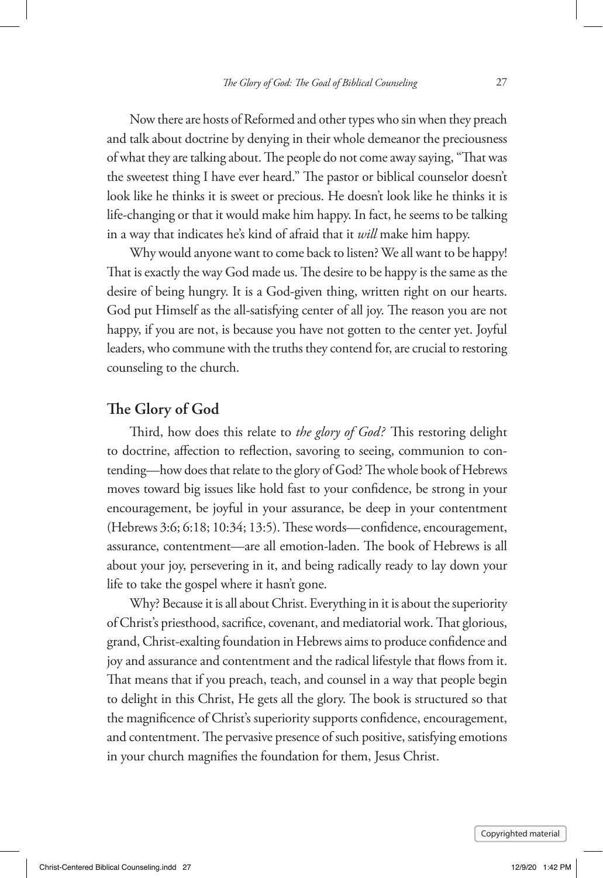Now there are hosts of Reformed and other types who sin when they preach and talk about doctrine by denying in their whole demeanor the preciousness of what they are talking about. The people do not come away saying, "That was the sweetest thing I have ever heard." The pastor or biblical counselor doesn't look like he thinks it is sweet or precious. He doesn't look like he thinks it is life-changing or that it would make him happy. In fact, he seems to be talking in a way that indicates he's kind of afraid that it *will* make him happy.

Why would anyone want to come back to listen? We all want to be happy! That is exactly the way God made us. The desire to be happy is the same as the desire of being hungry. It is a God-given thing, written right on our hearts. God put Himself as the all-satisfying center of all joy. The reason you are not happy, if you are not, is because you have not gotten to the center yet. Joyful leaders, who commune with the truths they contend for, are crucial to restoring counseling to the church.

## The Glory of God

Third, how does this relate to *the glory of God?* This restoring delight to doctrine, affection to reflection, savoring to seeing, communion to contending—how does that relate to the glory of God? The whole book of Hebrews moves toward big issues like hold fast to your confidence, be strong in your encouragement, be joyful in your assurance, be deep in your contentment (Hebrews 3:6; 6:18; 10:34; 13:5). These words—confidence, encouragement, assurance, contentment—are all emotion-laden. The book of Hebrews is all about your joy, persevering in it, and being radically ready to lay down your life to take the gospel where it hasn't gone.

Why? Because it is all about Christ. Everything in it is about the superiority of Christ's priesthood, sacrifice, covenant, and mediatorial work. That glorious, grand, Christ-exalting foundation in Hebrews aims to produce confidence and joy and assurance and contentment and the radical lifestyle that flows from it. That means that if you preach, teach, and counsel in a way that people begin to delight in this Christ, He gets all the glory. The book is structured so that the magnificence of Christ's superiority supports confidence, encouragement, and contentment. The pervasive presence of such positive, satisfying emotions in your church magnifies the foundation for them, Jesus Christ.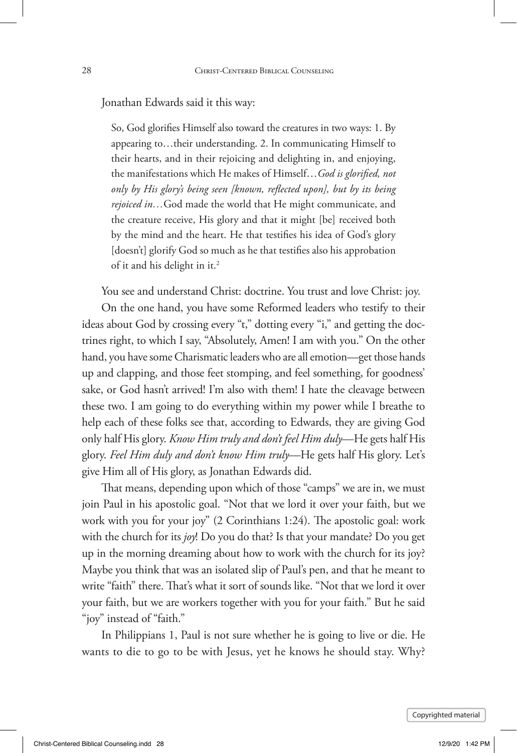Jonathan Edwards said it this way:

> So, God glorifies Himself also toward the creatures in two ways: 1. By appearing to…their understanding. 2. In communicating Himself to their hearts, and in their rejoicing and delighting in, and enjoying, the manifestations which He makes of Himself…*God is glorified, not only by His glory's being seen [known, reflected upon], but by its being rejoiced in*…God made the world that He might communicate, and the creature receive, His glory and that it might [be] received both by the mind and the heart. He that testifies his idea of God's glory [doesn't] glorify God so much as he that testifies also his approbation of it and his delight in it.[2]

You see and understand Christ: doctrine. You trust and love Christ: joy.

On the one hand, you have some Reformed leaders who testify to their ideas about God by crossing every "t," dotting every "i," and getting the doctrines right, to which I say, "Absolutely, Amen! I am with you." On the other hand, you have some Charismatic leaders who are all emotion—get those hands up and clapping, and those feet stomping, and feel something, for goodness' sake, or God hasn't arrived! I'm also with them! I hate the cleavage between these two. I am going to do everything within my power while I breathe to help each of these folks see that, according to Edwards, they are giving God only half His glory. *Know Him truly and don't feel Him duly*—He gets half His glory. *Feel Him duly and don't know Him truly*—He gets half His glory. Let's give Him all of His glory, as Jonathan Edwards did.

That means, depending upon which of those "camps" we are in, we must join Paul in his apostolic goal. "Not that we lord it over your faith, but we work with you for your joy" (2 Corinthians 1:24). The apostolic goal: work with the church for its *joy*! Do you do that? Is that your mandate? Do you get up in the morning dreaming about how to work with the church for its joy? Maybe you think that was an isolated slip of Paul's pen, and that he meant to write "faith" there. That's what it sort of sounds like. "Not that we lord it over your faith, but we are workers together with you for your faith." But he said "joy" instead of "faith."

In Philippians 1, Paul is not sure whether he is going to live or die. He wants to die to go to be with Jesus, yet he knows he should stay. Why?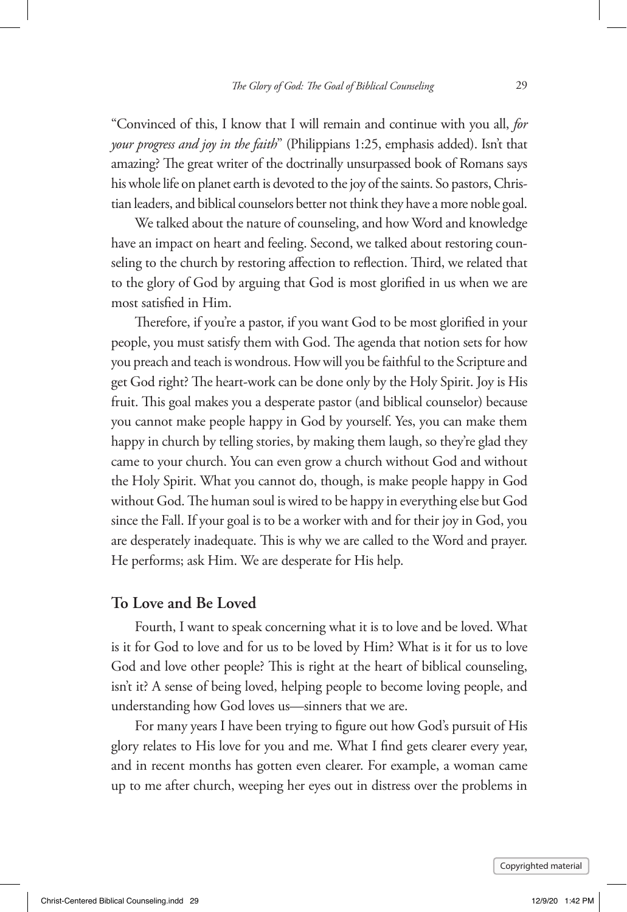"Convinced of this, I know that I will remain and continue with you all, *for your progress and joy in the faith*" (Philippians 1:25, emphasis added). Isn't that amazing? The great writer of the doctrinally unsurpassed book of Romans says his whole life on planet earth is devoted to the joy of the saints. So pastors, Christian leaders, and biblical counselors better not think they have a more noble goal.

We talked about the nature of counseling, and how Word and knowledge have an impact on heart and feeling. Second, we talked about restoring counseling to the church by restoring affection to reflection. Third, we related that to the glory of God by arguing that God is most glorified in us when we are most satisfied in Him.

Therefore, if you're a pastor, if you want God to be most glorified in your people, you must satisfy them with God. The agenda that notion sets for how you preach and teach is wondrous. How will you be faithful to the Scripture and get God right? The heart-work can be done only by the Holy Spirit. Joy is His fruit. This goal makes you a desperate pastor (and biblical counselor) because you cannot make people happy in God by yourself. Yes, you can make them happy in church by telling stories, by making them laugh, so they're glad they came to your church. You can even grow a church without God and without the Holy Spirit. What you cannot do, though, is make people happy in God without God. The human soul is wired to be happy in everything else but God since the Fall. If your goal is to be a worker with and for their joy in God, you are desperately inadequate. This is why we are called to the Word and prayer. He performs; ask Him. We are desperate for His help.

## To Love and Be Loved

Fourth, I want to speak concerning what it is to love and be loved. What is it for God to love and for us to be loved by Him? What is it for us to love God and love other people? This is right at the heart of biblical counseling, isn't it? A sense of being loved, helping people to become loving people, and understanding how God loves us—sinners that we are.

For many years I have been trying to figure out how God's pursuit of His glory relates to His love for you and me. What I find gets clearer every year, and in recent months has gotten even clearer. For example, a woman came up to me after church, weeping her eyes out in distress over the problems in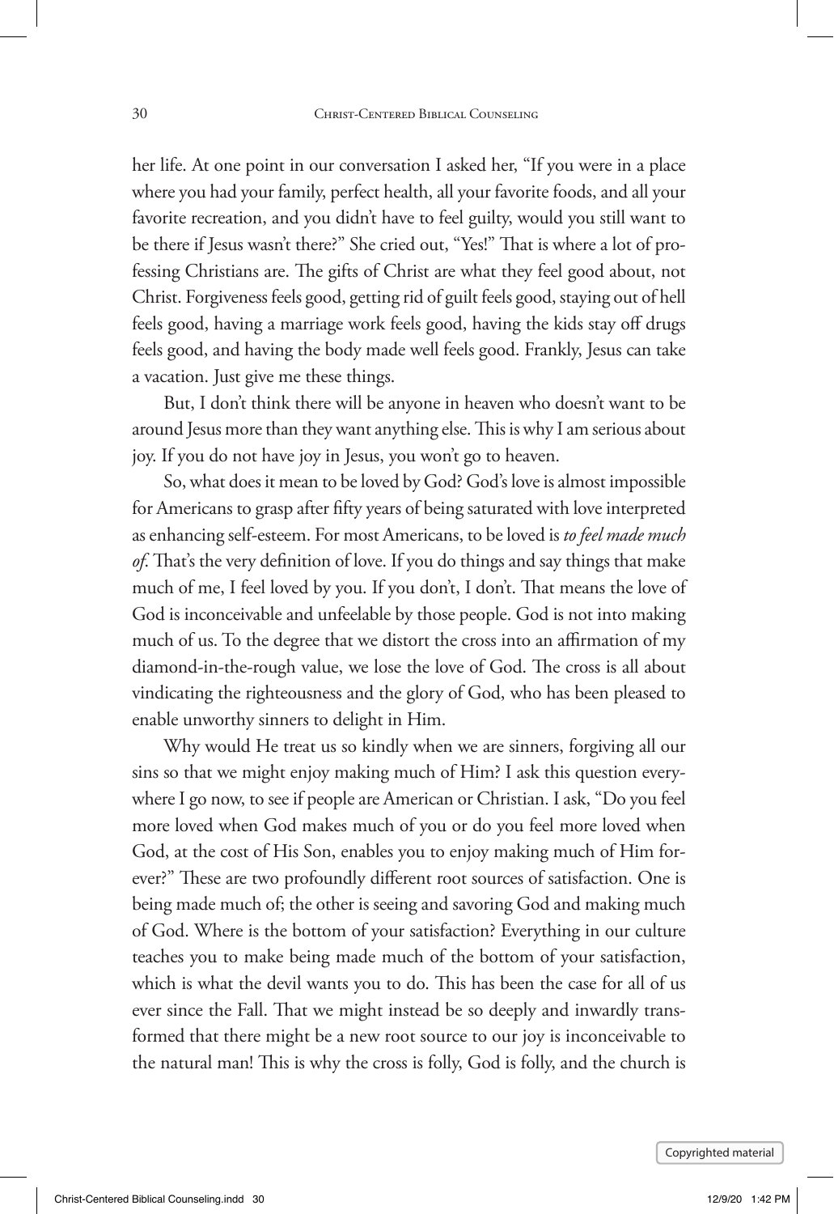her life. At one point in our conversation I asked her, "If you were in a place where you had your family, perfect health, all your favorite foods, and all your favorite recreation, and you didn't have to feel guilty, would you still want to be there if Jesus wasn't there?" She cried out, "Yes!" That is where a lot of professing Christians are. The gifts of Christ are what they feel good about, not Christ. Forgiveness feels good, getting rid of guilt feels good, staying out of hell feels good, having a marriage work feels good, having the kids stay off drugs feels good, and having the body made well feels good. Frankly, Jesus can take a vacation. Just give me these things.

But, I don't think there will be anyone in heaven who doesn't want to be around Jesus more than they want anything else. This is why I am serious about joy. If you do not have joy in Jesus, you won't go to heaven.

So, what does it mean to be loved by God? God's love is almost impossible for Americans to grasp after fifty years of being saturated with love interpreted as enhancing self-esteem. For most Americans, to be loved is *to feel made much of*. That's the very definition of love. If you do things and say things that make much of me, I feel loved by you. If you don't, I don't. That means the love of God is inconceivable and unfeelable by those people. God is not into making much of us. To the degree that we distort the cross into an affirmation of my diamond-in-the-rough value, we lose the love of God. The cross is all about vindicating the righteousness and the glory of God, who has been pleased to enable unworthy sinners to delight in Him.

Why would He treat us so kindly when we are sinners, forgiving all our sins so that we might enjoy making much of Him? I ask this question everywhere I go now, to see if people are American or Christian. I ask, "Do you feel more loved when God makes much of you or do you feel more loved when God, at the cost of His Son, enables you to enjoy making much of Him forever?" These are two profoundly different root sources of satisfaction. One is being made much of; the other is seeing and savoring God and making much of God. Where is the bottom of your satisfaction? Everything in our culture teaches you to make being made much of the bottom of your satisfaction, which is what the devil wants you to do. This has been the case for all of us ever since the Fall. That we might instead be so deeply and inwardly transformed that there might be a new root source to our joy is inconceivable to the natural man! This is why the cross is folly, God is folly, and the church is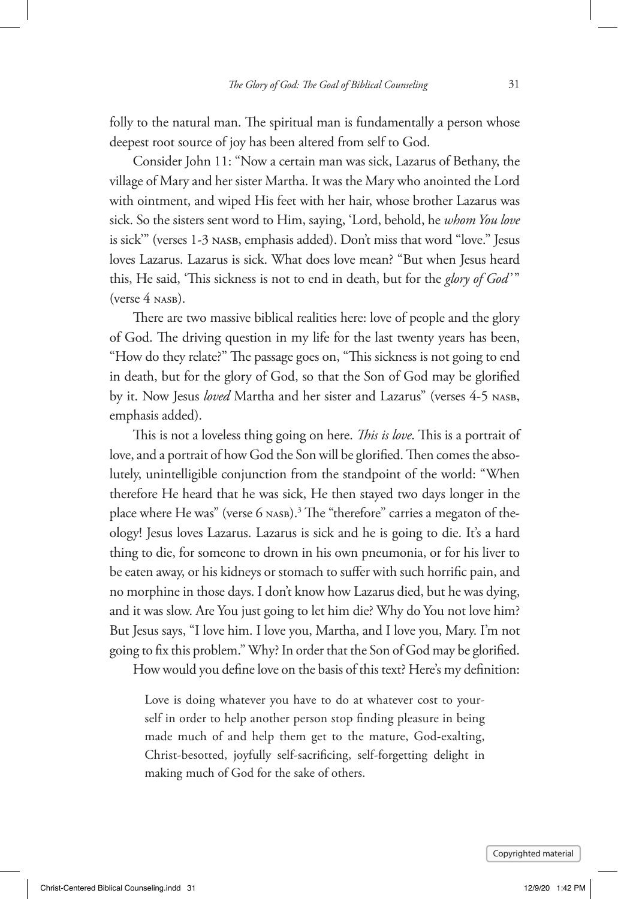folly to the natural man. The spiritual man is fundamentally a person whose deepest root source of joy has been altered from self to God.

Consider John 11: "Now a certain man was sick, Lazarus of Bethany, the village of Mary and her sister Martha. It was the Mary who anointed the Lord with ointment, and wiped His feet with her hair, whose brother Lazarus was sick. So the sisters sent word to Him, saying, 'Lord, behold, he *whom You love* is sick'" (verses 1-3 NASB, emphasis added). Don't miss that word "love." Jesus loves Lazarus. Lazarus is sick. What does love mean? "But when Jesus heard this, He said, 'This sickness is not to end in death, but for the *glory of God*'" (verse 4 NASB).

There are two massive biblical realities here: love of people and the glory of God. The driving question in my life for the last twenty years has been, "How do they relate?" The passage goes on, "This sickness is not going to end in death, but for the glory of God, so that the Son of God may be glorified by it. Now Jesus *loved* Martha and her sister and Lazarus" (verses 4-5 NASB, emphasis added).

This is not a loveless thing going on here. *This is love*. This is a portrait of love, and a portrait of how God the Son will be glorified. Then comes the absolutely, unintelligible conjunction from the standpoint of the world: "When therefore He heard that he was sick, He then stayed two days longer in the place where He was" (verse 6 NASB).[3] The "therefore" carries a megaton of theology! Jesus loves Lazarus. Lazarus is sick and he is going to die. It's a hard thing to die, for someone to drown in his own pneumonia, or for his liver to be eaten away, or his kidneys or stomach to suffer with such horrific pain, and no morphine in those days. I don't know how Lazarus died, but he was dying, and it was slow. Are You just going to let him die? Why do You not love him? But Jesus says, "I love him. I love you, Martha, and I love you, Mary. I'm not going to fix this problem." Why? In order that the Son of God may be glorified.

How would you define love on the basis of this text? Here's my definition:

> Love is doing whatever you have to do at whatever cost to yourself in order to help another person stop finding pleasure in being made much of and help them get to the mature, God-exalting, Christ-besotted, joyfully self-sacrificing, self-forgetting delight in making much of God for the sake of others.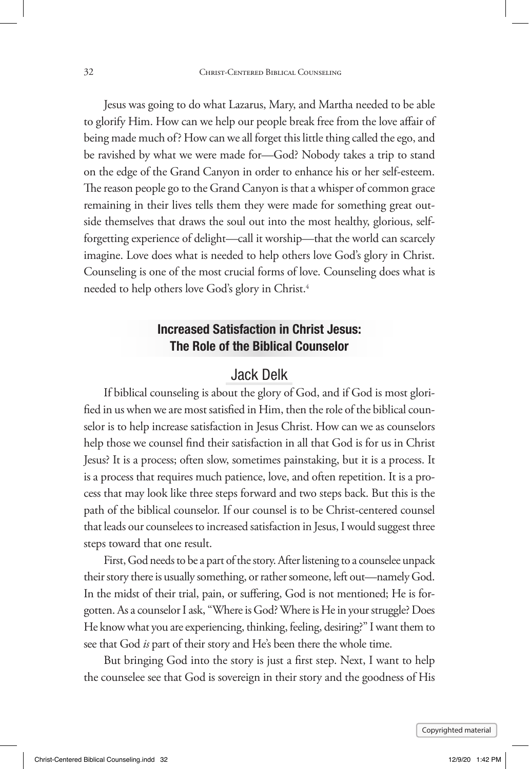Jesus was going to do what Lazarus, Mary, and Martha needed to be able to glorify Him. How can we help our people break free from the love affair of being made much of? How can we all forget this little thing called the ego, and be ravished by what we were made for—God? Nobody takes a trip to stand on the edge of the Grand Canyon in order to enhance his or her self-esteem. The reason people go to the Grand Canyon is that a whisper of common grace remaining in their lives tells them they were made for something great outside themselves that draws the soul out into the most healthy, glorious, self-forgetting experience of delight—call it worship—that the world can scarcely imagine. Love does what is needed to help others love God's glory in Christ. Counseling is one of the most crucial forms of love. Counseling does what is needed to help others love God's glory in Christ.[4]

## Increased Satisfaction in Christ Jesus: The Role of the Biblical Counselor

### Jack Delk

If biblical counseling is about the glory of God, and if God is most glorified in us when we are most satisfied in Him, then the role of the biblical counselor is to help increase satisfaction in Jesus Christ. How can we as counselors help those we counsel find their satisfaction in all that God is for us in Christ Jesus? It is a process; often slow, sometimes painstaking, but it is a process. It is a process that requires much patience, love, and often repetition. It is a process that may look like three steps forward and two steps back. But this is the path of the biblical counselor. If our counsel is to be Christ-centered counsel that leads our counselees to increased satisfaction in Jesus, I would suggest three steps toward that one result.

First, God needs to be a part of the story. After listening to a counselee unpack their story there is usually something, or rather someone, left out—namely God. In the midst of their trial, pain, or suffering, God is not mentioned; He is forgotten. As a counselor I ask, "Where is God? Where is He in your struggle? Does He know what you are experiencing, thinking, feeling, desiring?" I want them to see that God *is* part of their story and He's been there the whole time.

But bringing God into the story is just a first step. Next, I want to help the counselee see that God is sovereign in their story and the goodness of His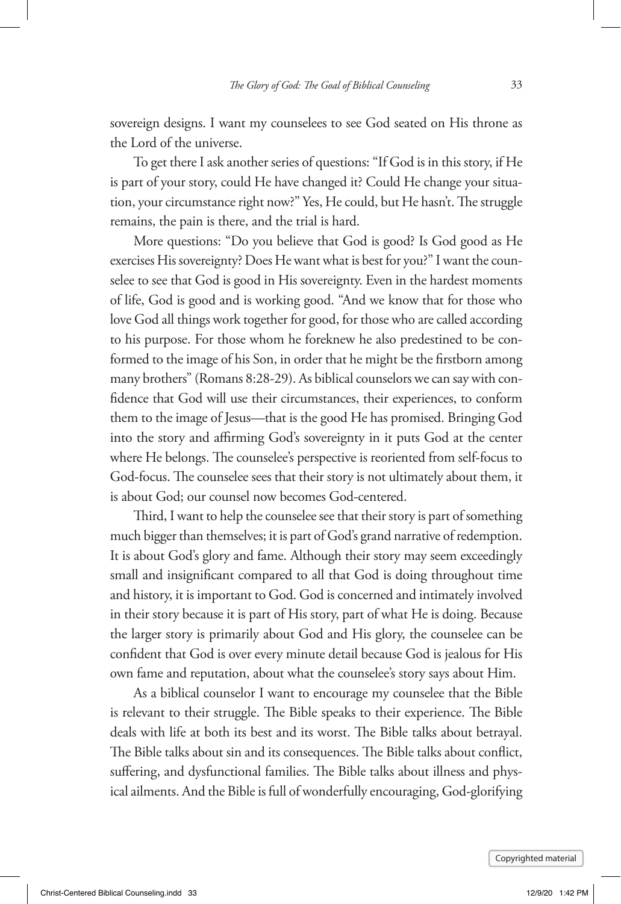sovereign designs. I want my counselees to see God seated on His throne as the Lord of the universe.

To get there I ask another series of questions: "If God is in this story, if He is part of your story, could He have changed it? Could He change your situation, your circumstance right now?" Yes, He could, but He hasn't. The struggle remains, the pain is there, and the trial is hard.

More questions: "Do you believe that God is good? Is God good as He exercises His sovereignty? Does He want what is best for you?" I want the counselee to see that God is good in His sovereignty. Even in the hardest moments of life, God is good and is working good. "And we know that for those who love God all things work together for good, for those who are called according to his purpose. For those whom he foreknew he also predestined to be conformed to the image of his Son, in order that he might be the firstborn among many brothers" (Romans 8:28-29). As biblical counselors we can say with confidence that God will use their circumstances, their experiences, to conform them to the image of Jesus—that is the good He has promised. Bringing God into the story and affirming God's sovereignty in it puts God at the center where He belongs. The counselee's perspective is reoriented from self-focus to God-focus. The counselee sees that their story is not ultimately about them, it is about God; our counsel now becomes God-centered.

Third, I want to help the counselee see that their story is part of something much bigger than themselves; it is part of God's grand narrative of redemption. It is about God's glory and fame. Although their story may seem exceedingly small and insignificant compared to all that God is doing throughout time and history, it is important to God. God is concerned and intimately involved in their story because it is part of His story, part of what He is doing. Because the larger story is primarily about God and His glory, the counselee can be confident that God is over every minute detail because God is jealous for His own fame and reputation, about what the counselee's story says about Him.

As a biblical counselor I want to encourage my counselee that the Bible is relevant to their struggle. The Bible speaks to their experience. The Bible deals with life at both its best and its worst. The Bible talks about betrayal. The Bible talks about sin and its consequences. The Bible talks about conflict, suffering, and dysfunctional families. The Bible talks about illness and physical ailments. And the Bible is full of wonderfully encouraging, God-glorifying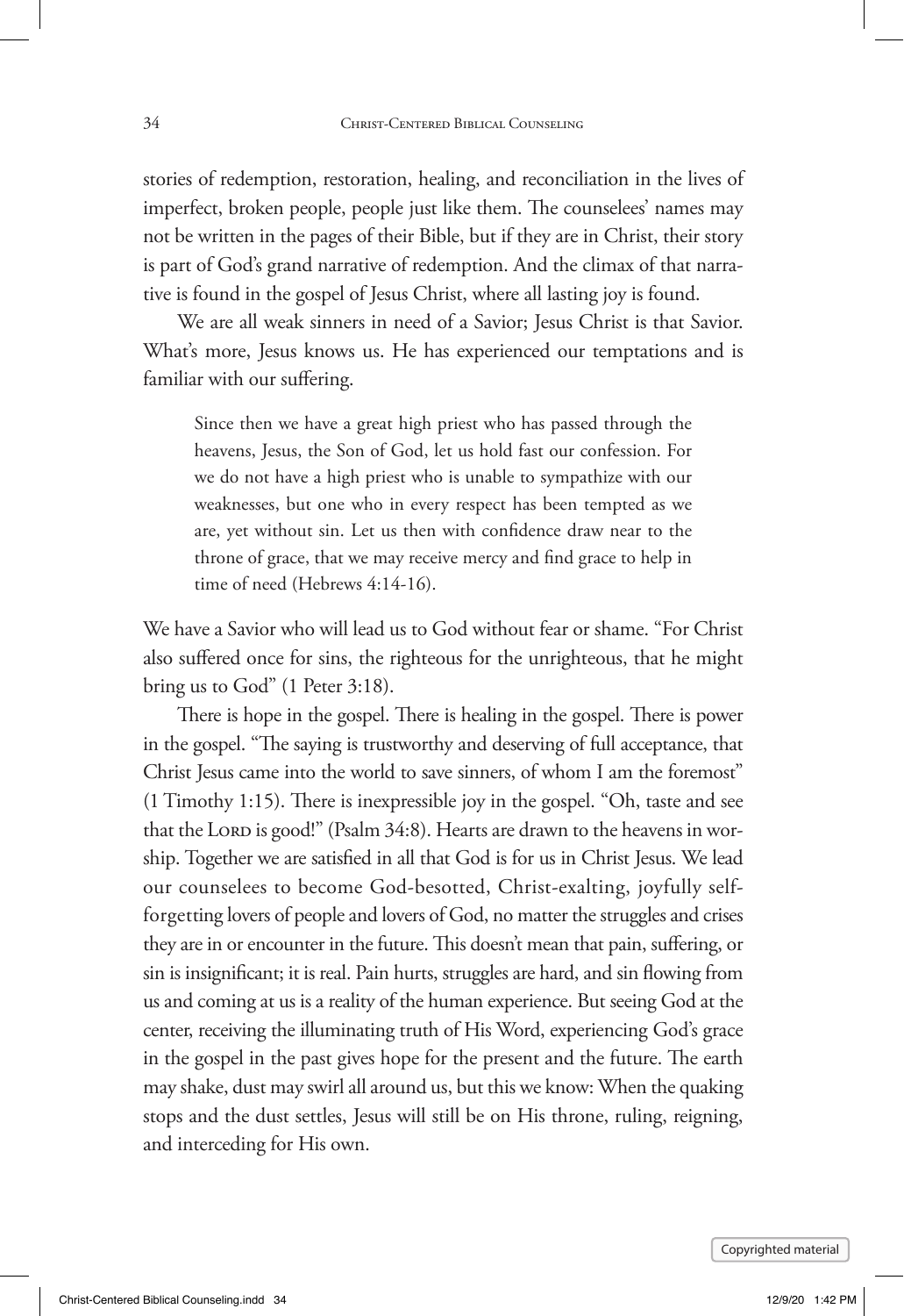stories of redemption, restoration, healing, and reconciliation in the lives of imperfect, broken people, people just like them. The counselees' names may not be written in the pages of their Bible, but if they are in Christ, their story is part of God's grand narrative of redemption. And the climax of that narrative is found in the gospel of Jesus Christ, where all lasting joy is found.

We are all weak sinners in need of a Savior; Jesus Christ is that Savior. What's more, Jesus knows us. He has experienced our temptations and is familiar with our suffering.

> Since then we have a great high priest who has passed through the heavens, Jesus, the Son of God, let us hold fast our confession. For we do not have a high priest who is unable to sympathize with our weaknesses, but one who in every respect has been tempted as we are, yet without sin. Let us then with confidence draw near to the throne of grace, that we may receive mercy and find grace to help in time of need (Hebrews 4:14-16).

We have a Savior who will lead us to God without fear or shame. "For Christ also suffered once for sins, the righteous for the unrighteous, that he might bring us to God" (1 Peter 3:18).

There is hope in the gospel. There is healing in the gospel. There is power in the gospel. "The saying is trustworthy and deserving of full acceptance, that Christ Jesus came into the world to save sinners, of whom I am the foremost" (1 Timothy 1:15). There is inexpressible joy in the gospel. "Oh, taste and see that the Lord is good!" (Psalm 34:8). Hearts are drawn to the heavens in worship. Together we are satisfied in all that God is for us in Christ Jesus. We lead our counselees to become God-besotted, Christ-exalting, joyfully self-forgetting lovers of people and lovers of God, no matter the struggles and crises they are in or encounter in the future. This doesn't mean that pain, suffering, or sin is insignificant; it is real. Pain hurts, struggles are hard, and sin flowing from us and coming at us is a reality of the human experience. But seeing God at the center, receiving the illuminating truth of His Word, experiencing God's grace in the gospel in the past gives hope for the present and the future. The earth may shake, dust may swirl all around us, but this we know: When the quaking stops and the dust settles, Jesus will still be on His throne, ruling, reigning, and interceding for His own.